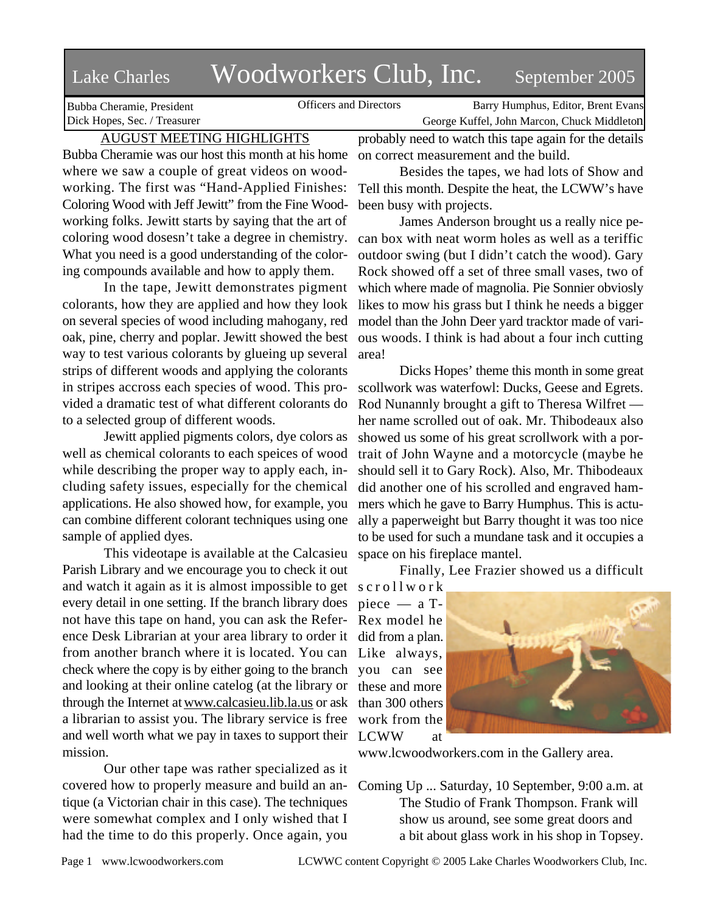# Lake Charles Woodworkers Club, Inc. September 2005

Bubba Cheramie, President
Dick Hopes, Sec. / Treasurer

Officers and Directors

Barry Humphus, Editor, Brent Evans
George Kuffel, John Marcon, Chuck Middleton

## AUGUST MEETING HIGHLIGHTS

Bubba Cheramie was our host this month at his home where we saw a couple of great videos on woodworking. The first was "Hand-Applied Finishes: Coloring Wood with Jeff Jewitt" from the Fine Woodworking folks. Jewitt starts by saying that the art of coloring wood dosesn't take a degree in chemistry. What you need is a good understanding of the coloring compounds available and how to apply them.

In the tape, Jewitt demonstrates pigment colorants, how they are applied and how they look on several species of wood including mahogany, red oak, pine, cherry and poplar. Jewitt showed the best way to test various colorants by glueing up several strips of different woods and applying the colorants in stripes accross each species of wood. This provided a dramatic test of what different colorants do to a selected group of different woods.

Jewitt applied pigments colors, dye colors as well as chemical colorants to each speices of wood while describing the proper way to apply each, including safety issues, especially for the chemical applications. He also showed how, for example, you can combine different colorant techniques using one sample of applied dyes.

This videotape is available at the Calcasieu Parish Library and we encourage you to check it out and watch it again as it is almost impossible to get every detail in one setting. If the branch library does not have this tape on hand, you can ask the Reference Desk Librarian at your area library to order it from another branch where it is located. You can check where the copy is by either going to the branch and looking at their online catelog (at the library or through the Internet at www.calcasieu.lib.la.us or ask a librarian to assist you. The library service is free and well worth what we pay in taxes to support their mission.

Our other tape was rather specialized as it covered how to properly measure and build an antique (a Victorian chair in this case). The techniques were somewhat complex and I only wished that I had the time to do this properly. Once again, you probably need to watch this tape again for the details on correct measurement and the build.

Besides the tapes, we had lots of Show and Tell this month. Despite the heat, the LCWW's have been busy with projects.

James Anderson brought us a really nice pecan box with neat worm holes as well as a teriffic outdoor swing (but I didn't catch the wood). Gary Rock showed off a set of three small vases, two of which where made of magnolia. Pie Sonnier obviosly likes to mow his grass but I think he needs a bigger model than the John Deer yard tracktor made of various woods. I think is had about a four inch cutting area!

Dicks Hopes' theme this month in some great scollwork was waterfowl: Ducks, Geese and Egrets. Rod Nunannly brought a gift to Theresa Wilfret — her name scrolled out of oak. Mr. Thibodeaux also showed us some of his great scrollwork with a portrait of John Wayne and a motorcycle (maybe he should sell it to Gary Rock). Also, Mr. Thibodeaux did another one of his scrolled and engraved hammers which he gave to Barry Humphus. This is actually a paperweight but Barry thought it was too nice to be used for such a mundane task and it occupies a space on his fireplace mantel.

Finally, Lee Frazier showed us a difficult scrollwork piece — a T-Rex model he did from a plan. Like always, you can see these and more than 300 others work from the LCWW at www.lcwoodworkers.com in the Gallery area.

Coming Up ... Saturday, 10 September, 9:00 a.m. at The Studio of Frank Thompson. Frank will show us around, see some great doors and a bit about glass work in his shop in Topsey.

LCWWC content Copyright © 2005 Lake Charles Woodworkers Club, Inc.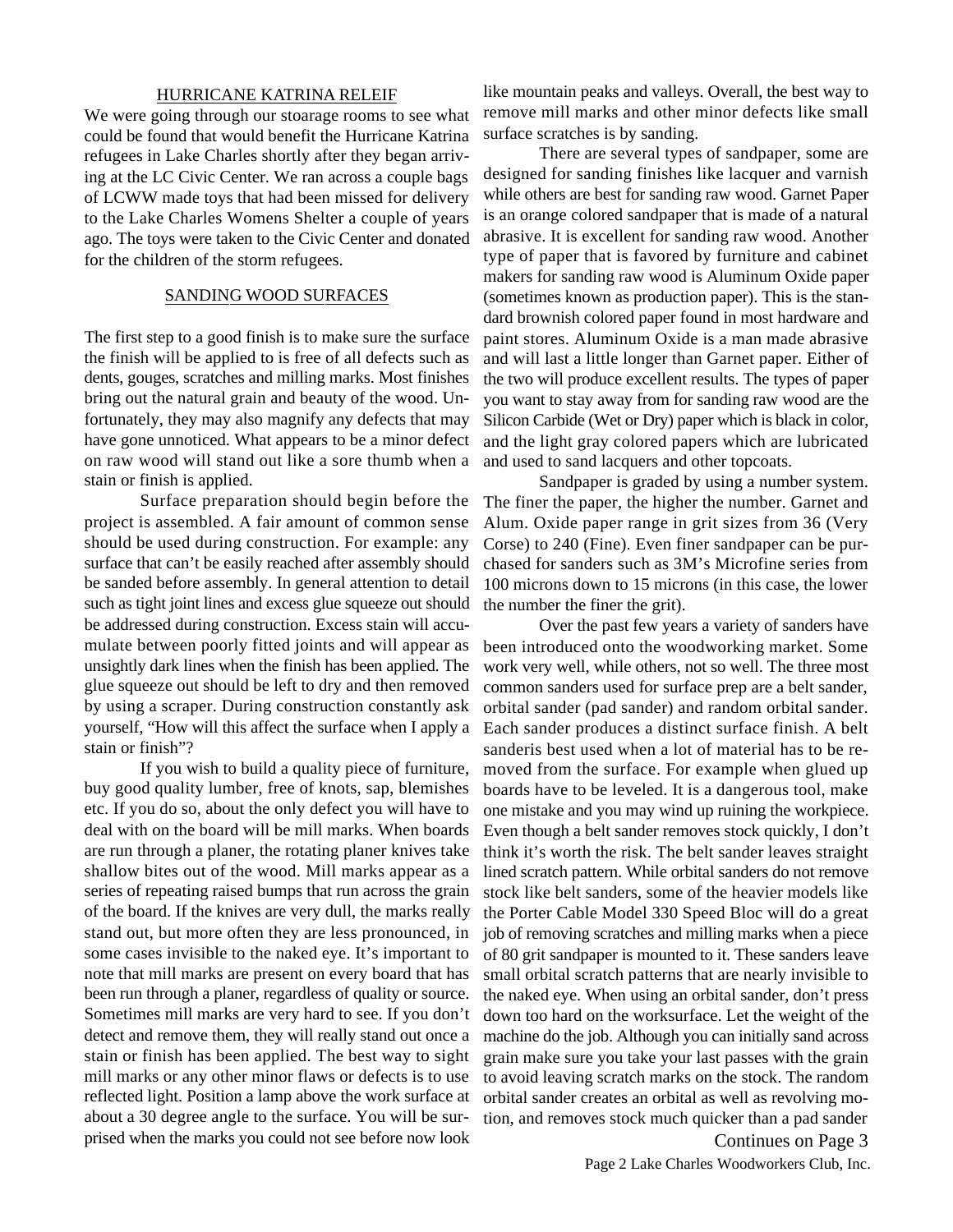## HURRICANE KATRINA RELEIF

We were going through our stoarage rooms to see what could be found that would benefit the Hurricane Katrina refugees in Lake Charles shortly after they began arriving at the LC Civic Center. We ran across a couple bags of LCWW made toys that had been missed for delivery to the Lake Charles Womens Shelter a couple of years ago. The toys were taken to the Civic Center and donated for the children of the storm refugees.

## SANDING WOOD SURFACES

The first step to a good finish is to make sure the surface the finish will be applied to is free of all defects such as dents, gouges, scratches and milling marks. Most finishes bring out the natural grain and beauty of the wood. Unfortunately, they may also magnify any defects that may have gone unnoticed. What appears to be a minor defect on raw wood will stand out like a sore thumb when a stain or finish is applied.

Surface preparation should begin before the project is assembled. A fair amount of common sense should be used during construction. For example: any surface that can't be easily reached after assembly should be sanded before assembly. In general attention to detail such as tight joint lines and excess glue squeeze out should be addressed during construction. Excess stain will accumulate between poorly fitted joints and will appear as unsightly dark lines when the finish has been applied. The glue squeeze out should be left to dry and then removed by using a scraper. During construction constantly ask yourself, "How will this affect the surface when I apply a stain or finish"?

If you wish to build a quality piece of furniture, buy good quality lumber, free of knots, sap, blemishes etc. If you do so, about the only defect you will have to deal with on the board will be mill marks. When boards are run through a planer, the rotating planer knives take shallow bites out of the wood. Mill marks appear as a series of repeating raised bumps that run across the grain of the board. If the knives are very dull, the marks really stand out, but more often they are less pronounced, in some cases invisible to the naked eye. It's important to note that mill marks are present on every board that has been run through a planer, regardless of quality or source. Sometimes mill marks are very hard to see. If you don't detect and remove them, they will really stand out once a stain or finish has been applied. The best way to sight mill marks or any other minor flaws or defects is to use reflected light. Position a lamp above the work surface at about a 30 degree angle to the surface. You will be surprised when the marks you could not see before now look like mountain peaks and valleys. Overall, the best way to remove mill marks and other minor defects like small surface scratches is by sanding.

There are several types of sandpaper, some are designed for sanding finishes like lacquer and varnish while others are best for sanding raw wood. Garnet Paper is an orange colored sandpaper that is made of a natural abrasive. It is excellent for sanding raw wood. Another type of paper that is favored by furniture and cabinet makers for sanding raw wood is Aluminum Oxide paper (sometimes known as production paper). This is the standard brownish colored paper found in most hardware and paint stores. Aluminum Oxide is a man made abrasive and will last a little longer than Garnet paper. Either of the two will produce excellent results. The types of paper you want to stay away from for sanding raw wood are the Silicon Carbide (Wet or Dry) paper which is black in color, and the light gray colored papers which are lubricated and used to sand lacquers and other topcoats.

Sandpaper is graded by using a number system. The finer the paper, the higher the number. Garnet and Alum. Oxide paper range in grit sizes from 36 (Very Corse) to 240 (Fine). Even finer sandpaper can be purchased for sanders such as 3M's Microfine series from 100 microns down to 15 microns (in this case, the lower the number the finer the grit).

Over the past few years a variety of sanders have been introduced onto the woodworking market. Some work very well, while others, not so well. The three most common sanders used for surface prep are a belt sander, orbital sander (pad sander) and random orbital sander. Each sander produces a distinct surface finish. A belt sanderis best used when a lot of material has to be removed from the surface. For example when glued up boards have to be leveled. It is a dangerous tool, make one mistake and you may wind up ruining the workpiece. Even though a belt sander removes stock quickly, I don't think it's worth the risk. The belt sander leaves straight lined scratch pattern. While orbital sanders do not remove stock like belt sanders, some of the heavier models like the Porter Cable Model 330 Speed Bloc will do a great job of removing scratches and milling marks when a piece of 80 grit sandpaper is mounted to it. These sanders leave small orbital scratch patterns that are nearly invisible to the naked eye. When using an orbital sander, don't press down too hard on the worksurface. Let the weight of the machine do the job. Although you can initially sand across grain make sure you take your last passes with the grain to avoid leaving scratch marks on the stock. The random orbital sander creates an orbital as well as revolving motion, and removes stock much quicker than a pad sander

Continues on Page 3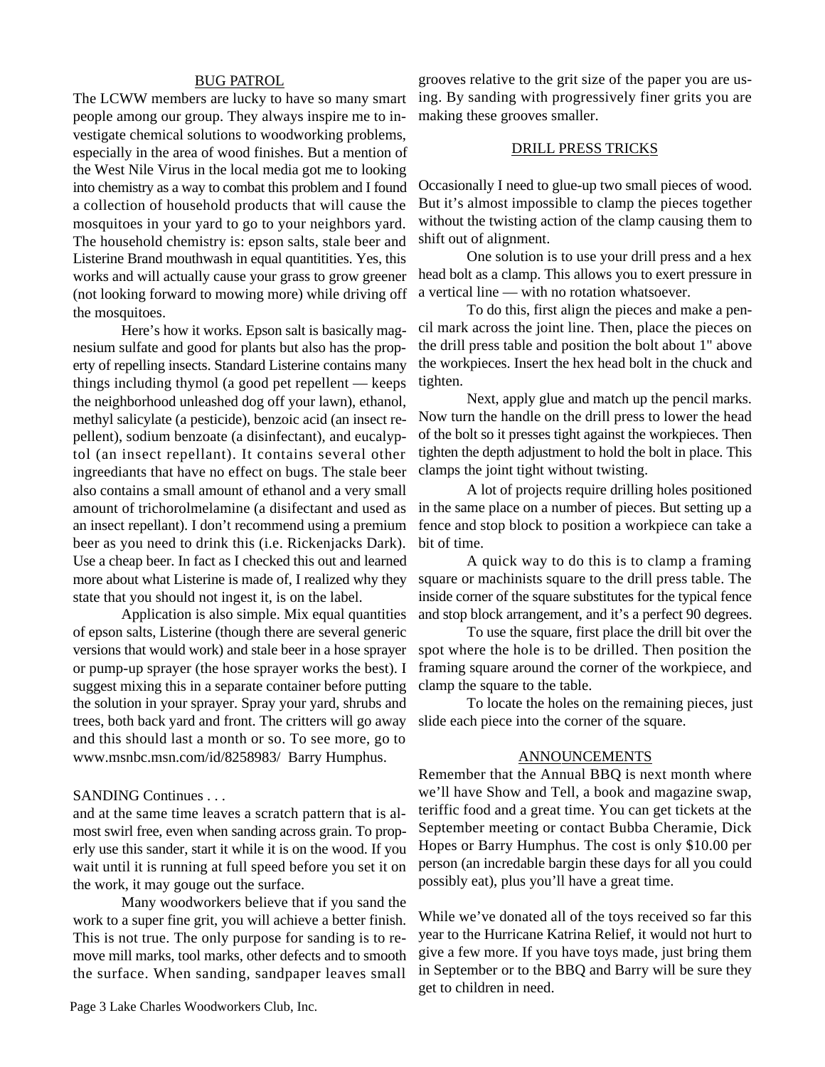## BUG PATROL

The LCWW members are lucky to have so many smart people among our group. They always inspire me to investigate chemical solutions to woodworking problems, especially in the area of wood finishes. But a mention of the West Nile Virus in the local media got me to looking into chemistry as a way to combat this problem and I found a collection of household products that will cause the mosquitoes in your yard to go to your neighbors yard. The household chemistry is: epson salts, stale beer and Listerine Brand mouthwash in equal quantitities. Yes, this works and will actually cause your grass to grow greener (not looking forward to mowing more) while driving off the mosquitoes.

Here's how it works. Epson salt is basically magnesium sulfate and good for plants but also has the property of repelling insects. Standard Listerine contains many things including thymol (a good pet repellent — keeps the neighborhood unleashed dog off your lawn), ethanol, methyl salicylate (a pesticide), benzoic acid (an insect repellent), sodium benzoate (a disinfectant), and eucalyptol (an insect repellant). It contains several other ingreediants that have no effect on bugs. The stale beer also contains a small amount of ethanol and a very small amount of trichorolmelamine (a disifectant and used as an insect repellant). I don't recommend using a premium beer as you need to drink this (i.e. Rickenjacks Dark). Use a cheap beer. In fact as I checked this out and learned more about what Listerine is made of, I realized why they state that you should not ingest it, is on the label.

Application is also simple. Mix equal quantities of epson salts, Listerine (though there are several generic versions that would work) and stale beer in a hose sprayer or pump-up sprayer (the hose sprayer works the best). I suggest mixing this in a separate container before putting the solution in your sprayer. Spray your yard, shrubs and trees, both back yard and front. The critters will go away and this should last a month or so. To see more, go to www.msnbc.msn.com/id/8258983/ Barry Humphus.

SANDING Continues . . .

and at the same time leaves a scratch pattern that is almost swirl free, even when sanding across grain. To properly use this sander, start it while it is on the wood. If you wait until it is running at full speed before you set it on the work, it may gouge out the surface.

Many woodworkers believe that if you sand the work to a super fine grit, you will achieve a better finish. This is not true. The only purpose for sanding is to remove mill marks, tool marks, other defects and to smooth the surface. When sanding, sandpaper leaves small grooves relative to the grit size of the paper you are using. By sanding with progressively finer grits you are making these grooves smaller.

## DRILL PRESS TRICKS

Occasionally I need to glue-up two small pieces of wood. But it's almost impossible to clamp the pieces together without the twisting action of the clamp causing them to shift out of alignment.

One solution is to use your drill press and a hex head bolt as a clamp. This allows you to exert pressure in a vertical line — with no rotation whatsoever.

To do this, first align the pieces and make a pencil mark across the joint line. Then, place the pieces on the drill press table and position the bolt about 1" above the workpieces. Insert the hex head bolt in the chuck and tighten.

Next, apply glue and match up the pencil marks. Now turn the handle on the drill press to lower the head of the bolt so it presses tight against the workpieces. Then tighten the depth adjustment to hold the bolt in place. This clamps the joint tight without twisting.

A lot of projects require drilling holes positioned in the same place on a number of pieces. But setting up a fence and stop block to position a workpiece can take a bit of time.

A quick way to do this is to clamp a framing square or machinists square to the drill press table. The inside corner of the square substitutes for the typical fence and stop block arrangement, and it's a perfect 90 degrees.

To use the square, first place the drill bit over the spot where the hole is to be drilled. Then position the framing square around the corner of the workpiece, and clamp the square to the table.

To locate the holes on the remaining pieces, just slide each piece into the corner of the square.

## ANNOUNCEMENTS

Remember that the Annual BBQ is next month where we'll have Show and Tell, a book and magazine swap, teriffic food and a great time. You can get tickets at the September meeting or contact Bubba Cheramie, Dick Hopes or Barry Humphus. The cost is only $10.00 per person (an incredable bargin these days for all you could possibly eat), plus you'll have a great time.

While we've donated all of the toys received so far this year to the Hurricane Katrina Relief, it would not hurt to give a few more. If you have toys made, just bring them in September or to the BBQ and Barry will be sure they get to children in need.